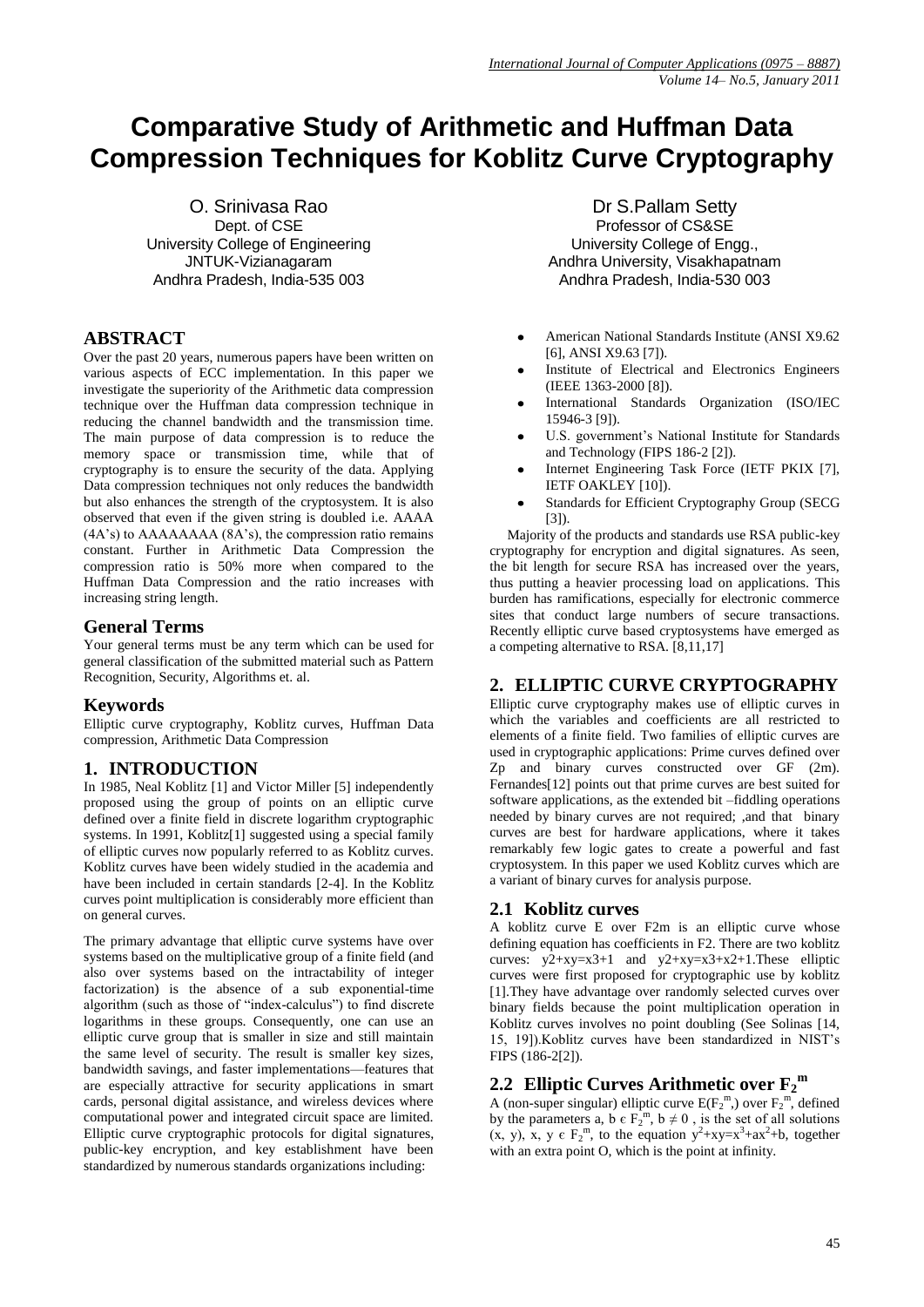# Comparative Study of Arithmetic and Huffman Data Compression Techniques for Koblitz Curve Cryptography

O. Srinivasa Rao
Dept. of CSE
University College of Engineering
JNTUK-Vizianagaram
Andhra Pradesh, India-535 003

Dr S.Pallam Setty
Professor of CS&SE
University College of Engg.,
Andhra University, Visakhapatnam
Andhra Pradesh, India-530 003

## ABSTRACT

Over the past 20 years, numerous papers have been written on various aspects of ECC implementation. In this paper we investigate the superiority of the Arithmetic data compression technique over the Huffman data compression technique in reducing the channel bandwidth and the transmission time. The main purpose of data compression is to reduce the memory space or transmission time, while that of cryptography is to ensure the security of the data. Applying Data compression techniques not only reduces the bandwidth but also enhances the strength of the cryptosystem. It is also observed that even if the given string is doubled i.e. AAAA (4A's) to AAAAAAAA (8A's), the compression ratio remains constant. Further in Arithmetic Data Compression the compression ratio is 50% more when compared to the Huffman Data Compression and the ratio increases with increasing string length.

## General Terms

Your general terms must be any term which can be used for general classification of the submitted material such as Pattern Recognition, Security, Algorithms et. al.

## Keywords

Elliptic curve cryptography, Koblitz curves, Huffman Data compression, Arithmetic Data Compression

## 1. INTRODUCTION

In 1985, Neal Koblitz [1] and Victor Miller [5] independently proposed using the group of points on an elliptic curve defined over a finite field in discrete logarithm cryptographic systems. In 1991, Koblitz[1] suggested using a special family of elliptic curves now popularly referred to as Koblitz curves. Koblitz curves have been widely studied in the academia and have been included in certain standards [2-4]. In the Koblitz curves point multiplication is considerably more efficient than on general curves.

The primary advantage that elliptic curve systems have over systems based on the multiplicative group of a finite field (and also over systems based on the intractability of integer factorization) is the absence of a sub exponential-time algorithm (such as those of "index-calculus") to find discrete logarithms in these groups. Consequently, one can use an elliptic curve group that is smaller in size and still maintain the same level of security. The result is smaller key sizes, bandwidth savings, and faster implementations—features that are especially attractive for security applications in smart cards, personal digital assistance, and wireless devices where computational power and integrated circuit space are limited. Elliptic curve cryptographic protocols for digital signatures, public-key encryption, and key establishment have been standardized by numerous standards organizations including:

- American National Standards Institute (ANSI X9.62 [6], ANSI X9.63 [7]).
- Institute of Electrical and Electronics Engineers (IEEE 1363-2000 [8]).
- International Standards Organization (ISO/IEC 15946-3 [9]).
- U.S. government's National Institute for Standards and Technology (FIPS 186-2 [2]).
- Internet Engineering Task Force (IETF PKIX [7], IETF OAKLEY [10]).
- Standards for Efficient Cryptography Group (SECG [3]).

Majority of the products and standards use RSA public-key cryptography for encryption and digital signatures. As seen, the bit length for secure RSA has increased over the years, thus putting a heavier processing load on applications. This burden has ramifications, especially for electronic commerce sites that conduct large numbers of secure transactions. Recently elliptic curve based cryptosystems have emerged as a competing alternative to RSA. [8,11,17]

## 2. ELLIPTIC CURVE CRYPTOGRAPHY

Elliptic curve cryptography makes use of elliptic curves in which the variables and coefficients are all restricted to elements of a finite field. Two families of elliptic curves are used in cryptographic applications: Prime curves defined over Zp and binary curves constructed over GF (2m). Fernandes[12] points out that prime curves are best suited for software applications, as the extended bit –fiddling operations needed by binary curves are not required; ,and that binary curves are best for hardware applications, where it takes remarkably few logic gates to create a powerful and fast cryptosystem. In this paper we used Koblitz curves which are a variant of binary curves for analysis purpose.

### 2.1 Koblitz curves

A koblitz curve E over F2m is an elliptic curve whose defining equation has coefficients in F2. There are two koblitz curves: y2+xy=x3+1 and y2+xy=x3+x2+1.These elliptic curves were first proposed for cryptographic use by koblitz [1].They have advantage over randomly selected curves over binary fields because the point multiplication operation in Koblitz curves involves no point doubling (See Solinas [14, 15, 19]).Koblitz curves have been standardized in NIST's FIPS (186-2[2]).

### 2.2 Elliptic Curves Arithmetic over $F_2^m$

A (non-super singular) elliptic curve $E(F_2^m,)$ over $F_2^m$, defined by the parameters a, b $\epsilon$ $F_2^m$, $b \neq 0$ , is the set of all solutions (x, y), x, y $\epsilon$ $F_2^m$, to the equation $y^2+xy=x^3+ax^2+b$, together with an extra point O, which is the point at infinity.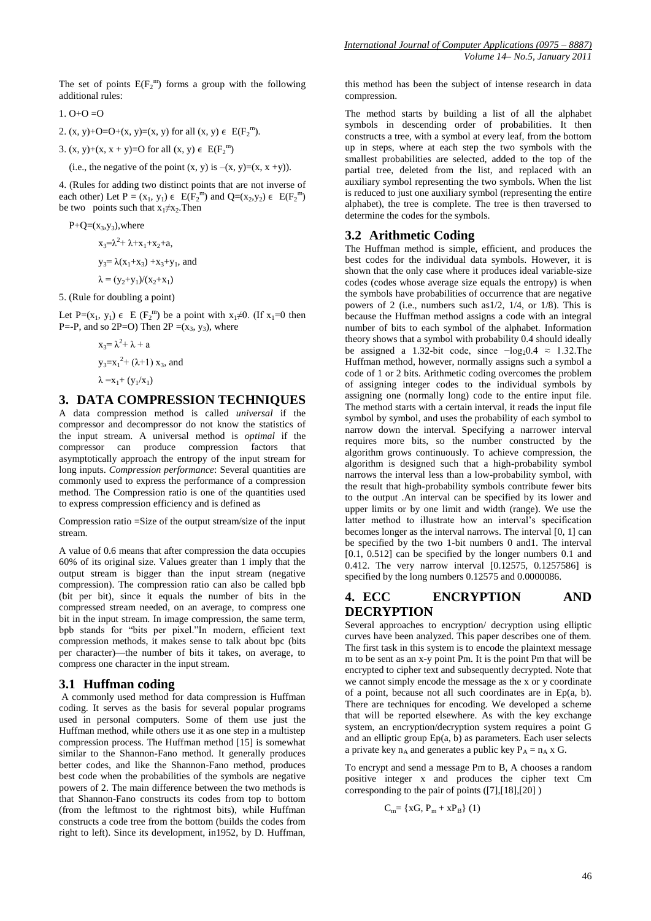The set of points $E(F_2^m)$ forms a group with the following additional rules:

1. O+O =O

2. (x, y)+O=O+(x, y)=(x, y) for all $(x, y) \in E(F_2^m)$.

3. (x, y)+(x, x + y)=O for all $(x, y) \in E(F_2^m)$

(i.e., the negative of the point (x, y) is –(x, y)=(x, x +y)).

4. (Rules for adding two distinct points that are not inverse of each other) Let $P = (x_1, y_1) \in E(F_2^m)$ and $Q=(x_2,y_2) \in E(F_2^m)$ be two points such that $x_1 \neq x_2$. Then

$P+Q=(x_3,y_3)$, where

$$x_3=\lambda^2+ \lambda+x_1+x_2+a,$$

$$y_3= \lambda(x_1+x_3) +x_3+y_1, \text{ and}$$

$$\lambda = (y_2+y_1)/(x_2+x_1)$$

5. (Rule for doubling a point)

Let $P=(x_1, y_1) \in E(F_2^m)$ be a point with $x_1 \neq 0$. (If $x_1=0$ then P=-P, and so 2P=O) Then $2P =(x_3, y_3)$, where

$$x_3= \lambda^2+ \lambda + a$$

$$y_3=x_1^2+ (\lambda+1)\, x_3, \text{ and}$$

$$\lambda =x_1+ (y_1/x_1)$$

## 3. DATA COMPRESSION TECHNIQUES

A data compression method is called *universal* if the compressor and decompressor do not know the statistics of the input stream. A universal method is *optimal* if the compressor can produce compression factors that asymptotically approach the entropy of the input stream for long inputs. *Compression performance*: Several quantities are commonly used to express the performance of a compression method. The Compression ratio is one of the quantities used to express compression efficiency and is defined as

Compression ratio =Size of the output stream/size of the input stream.

A value of 0.6 means that after compression the data occupies 60% of its original size. Values greater than 1 imply that the output stream is bigger than the input stream (negative compression). The compression ratio can also be called bpb (bit per bit), since it equals the number of bits in the compressed stream needed, on an average, to compress one bit in the input stream. In image compression, the same term, bpb stands for "bits per pixel."In modern, efficient text compression methods, it makes sense to talk about bpc (bits per character)—the number of bits it takes, on average, to compress one character in the input stream.

### 3.1 Huffman coding

A commonly used method for data compression is Huffman coding. It serves as the basis for several popular programs used in personal computers. Some of them use just the Huffman method, while others use it as one step in a multistep compression process. The Huffman method [15] is somewhat similar to the Shannon-Fano method. It generally produces better codes, and like the Shannon-Fano method, produces best code when the probabilities of the symbols are negative powers of 2. The main difference between the two methods is that Shannon-Fano constructs its codes from top to bottom (from the leftmost to the rightmost bits), while Huffman constructs a code tree from the bottom (builds the codes from right to left). Since its development, in1952, by D. Huffman, this method has been the subject of intense research in data compression.

The method starts by building a list of all the alphabet symbols in descending order of probabilities. It then constructs a tree, with a symbol at every leaf, from the bottom up in steps, where at each step the two symbols with the smallest probabilities are selected, added to the top of the partial tree, deleted from the list, and replaced with an auxiliary symbol representing the two symbols. When the list is reduced to just one auxiliary symbol (representing the entire alphabet), the tree is complete. The tree is then traversed to determine the codes for the symbols.

### 3.2 Arithmetic Coding

The Huffman method is simple, efficient, and produces the best codes for the individual data symbols. However, it is shown that the only case where it produces ideal variable-size codes (codes whose average size equals the entropy) is when the symbols have probabilities of occurrence that are negative powers of 2 (i.e., numbers such as1/2, 1/4, or 1/8). This is because the Huffman method assigns a code with an integral number of bits to each symbol of the alphabet. Information theory shows that a symbol with probability 0.4 should ideally be assigned a 1.32-bit code, since $-\log_2 0.4 \approx 1.32$.The Huffman method, however, normally assigns such a symbol a code of 1 or 2 bits. Arithmetic coding overcomes the problem of assigning integer codes to the individual symbols by assigning one (normally long) code to the entire input file. The method starts with a certain interval, it reads the input file symbol by symbol, and uses the probability of each symbol to narrow down the interval. Specifying a narrower interval requires more bits, so the number constructed by the algorithm grows continuously. To achieve compression, the algorithm is designed such that a high-probability symbol narrows the interval less than a low-probability symbol, with the result that high-probability symbols contribute fewer bits to the output .An interval can be specified by its lower and upper limits or by one limit and width (range). We use the latter method to illustrate how an interval's specification becomes longer as the interval narrows. The interval [0, 1] can be specified by the two 1-bit numbers 0 and1. The interval [0.1, 0.512] can be specified by the longer numbers 0.1 and 0.412. The very narrow interval [0.12575, 0.1257586] is specified by the long numbers 0.12575 and 0.0000086.

## 4. ECC ENCRYPTION AND DECRYPTION

Several approaches to encryption/ decryption using elliptic curves have been analyzed. This paper describes one of them. The first task in this system is to encode the plaintext message m to be sent as an x-y point Pm. It is the point Pm that will be encrypted to cipher text and subsequently decrypted. Note that we cannot simply encode the message as the x or y coordinate of a point, because not all such coordinates are in Ep(a, b). There are techniques for encoding. We developed a scheme that will be reported elsewhere. As with the key exchange system, an encryption/decryption system requires a point G and an elliptic group Ep(a, b) as parameters. Each user selects a private key $n_A$ and generates a public key $P_A = n_A \times G$.

To encrypt and send a message Pm to B, A chooses a random positive integer x and produces the cipher text Cm corresponding to the pair of points ([7],[18],[20] )

$$C_m= \{xG, P_m + xP_B\} \quad (1)$$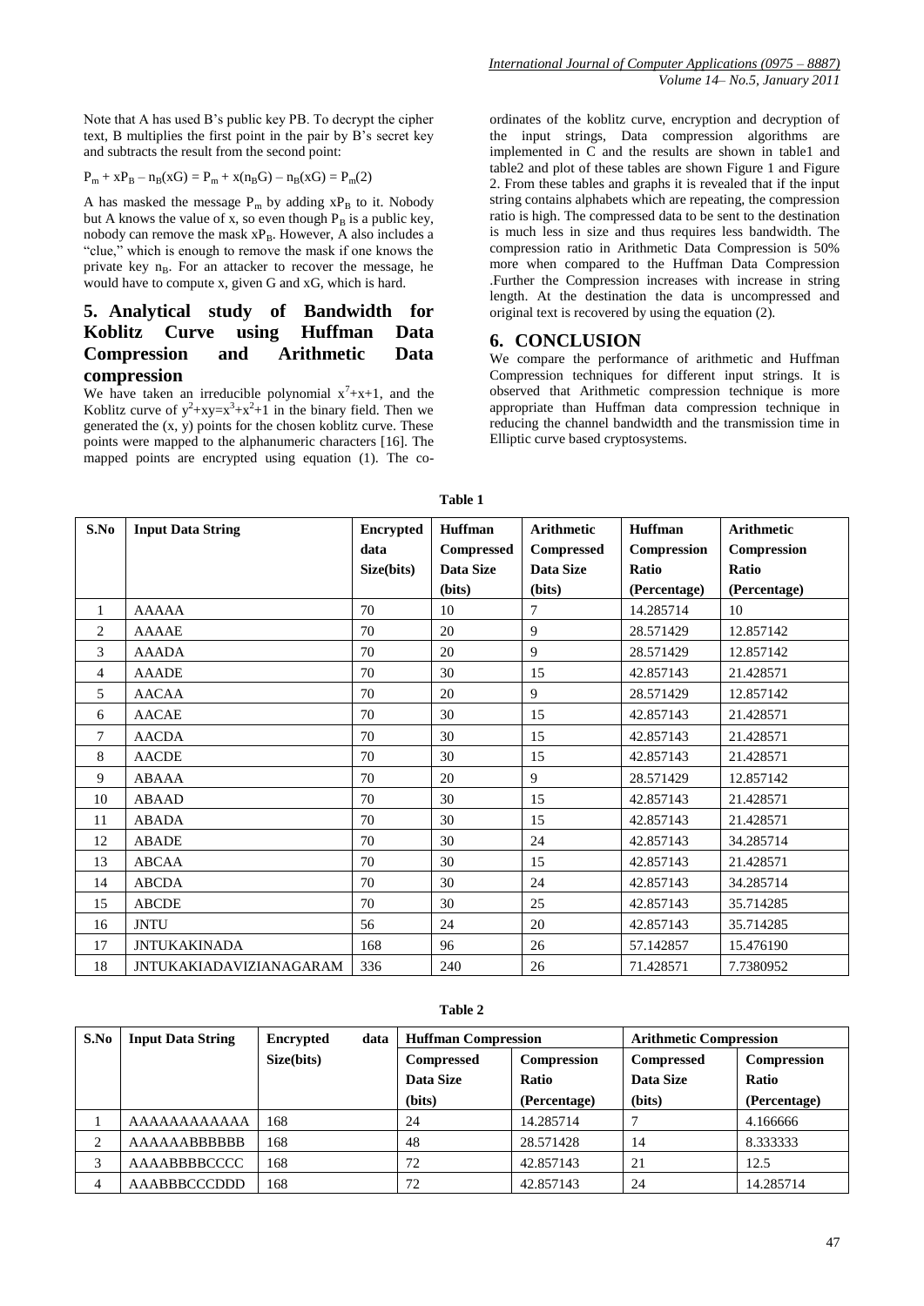Note that A has used B's public key PB. To decrypt the cipher text, B multiplies the first point in the pair by B's secret key and subtracts the result from the second point:

$P_m + xP_B - n_B(xG) = P_m + x(n_BG) - n_B(xG) = P_m(2)$

A has masked the message $P_m$ by adding $xP_B$ to it. Nobody but A knows the value of x, so even though $P_B$ is a public key, nobody can remove the mask $xP_B$. However, A also includes a "clue," which is enough to remove the mask if one knows the private key $n_B$. For an attacker to recover the message, he would have to compute x, given G and xG, which is hard.

## 5. Analytical study of Bandwidth for Koblitz Curve using Huffman Data Compression and Arithmetic Data compression

We have taken an irreducible polynomial $x^7+x+1$, and the Koblitz curve of $y^2+xy=x^3+x^2+1$ in the binary field. Then we generated the (x, y) points for the chosen koblitz curve. These points were mapped to the alphanumeric characters [16]. The mapped points are encrypted using equation (1). The co-ordinates of the koblitz curve, encryption and decryption of the input strings, Data compression algorithms are implemented in C and the results are shown in table1 and table2 and plot of these tables are shown Figure 1 and Figure 2. From these tables and graphs it is revealed that if the input string contains alphabets which are repeating, the compression ratio is high. The compressed data to be sent to the destination is much less in size and thus requires less bandwidth. The compression ratio in Arithmetic Data Compression is 50% more when compared to the Huffman Data Compression .Further the Compression increases with increase in string length. At the destination the data is uncompressed and original text is recovered by using the equation (2).

## 6. CONCLUSION

We compare the performance of arithmetic and Huffman Compression techniques for different input strings. It is observed that Arithmetic compression technique is more appropriate than Huffman data compression technique in reducing the channel bandwidth and the transmission time in Elliptic curve based cryptosystems.

**Table 1**

| S.No | Input Data String | Encrypted data Size(bits) | Huffman Compressed Data Size (bits) | Arithmetic Compressed Data Size (bits) | Huffman Compression Ratio (Percentage) | Arithmetic Compression Ratio (Percentage) |
|---|---|---|---|---|---|---|
| 1 | AAAAA | 70 | 10 | 7 | 14.285714 | 10 |
| 2 | AAAAE | 70 | 20 | 9 | 28.571429 | 12.857142 |
| 3 | AAADA | 70 | 20 | 9 | 28.571429 | 12.857142 |
| 4 | AAADE | 70 | 30 | 15 | 42.857143 | 21.428571 |
| 5 | AACAA | 70 | 20 | 9 | 28.571429 | 12.857142 |
| 6 | AACAE | 70 | 30 | 15 | 42.857143 | 21.428571 |
| 7 | AACDA | 70 | 30 | 15 | 42.857143 | 21.428571 |
| 8 | AACDE | 70 | 30 | 15 | 42.857143 | 21.428571 |
| 9 | ABAAA | 70 | 20 | 9 | 28.571429 | 12.857142 |
| 10 | ABAAD | 70 | 30 | 15 | 42.857143 | 21.428571 |
| 11 | ABADA | 70 | 30 | 15 | 42.857143 | 21.428571 |
| 12 | ABADE | 70 | 30 | 24 | 42.857143 | 34.285714 |
| 13 | ABCAA | 70 | 30 | 15 | 42.857143 | 21.428571 |
| 14 | ABCDA | 70 | 30 | 24 | 42.857143 | 34.285714 |
| 15 | ABCDE | 70 | 30 | 25 | 42.857143 | 35.714285 |
| 16 | JNTU | 56 | 24 | 20 | 42.857143 | 35.714285 |
| 17 | JNTUKAKINADA | 168 | 96 | 26 | 57.142857 | 15.476190 |
| 18 | JNTUKAKIADAVIZIANAGARAM | 336 | 240 | 26 | 71.428571 | 7.7380952 |

**Table 2**

| S.No | Input Data String | Encrypted data Size(bits) | Huffman Compression | | Arithmetic Compression | |
|---|---|---|---|---|---|---|
| | | | Compressed Data Size (bits) | Compression Ratio (Percentage) | Compressed Data Size (bits) | Compression Ratio (Percentage) |
| 1 | AAAAAAAAAAAA | 168 | 24 | 14.285714 | 7 | 4.166666 |
| 2 | AAAAAABBBBBB | 168 | 48 | 28.571428 | 14 | 8.333333 |
| 3 | AAAABBBBCCCC | 168 | 72 | 42.857143 | 21 | 12.5 |
| 4 | AAABBBCCCDDD | 168 | 72 | 42.857143 | 24 | 14.285714 |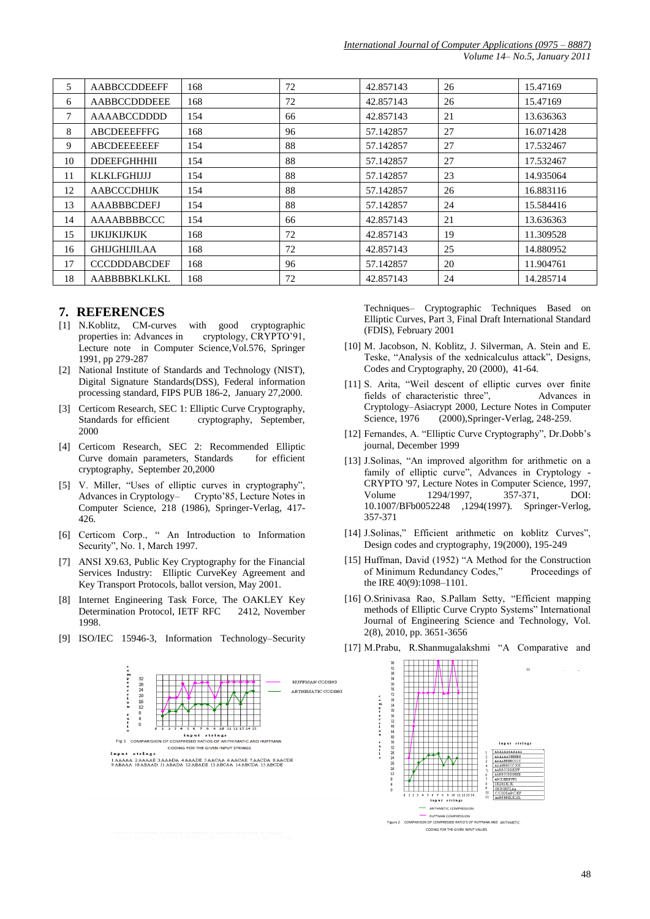| 5 | AABBCCDDEEFF | 168 | 72 | 42.857143 | 26 | 15.47169 |
|---|---|---|---|---|---|---|
| 6 | AABBCCDDDEEE | 168 | 72 | 42.857143 | 26 | 15.47169 |
| 7 | AAAABCCDDDD | 154 | 66 | 42.857143 | 21 | 13.636363 |
| 8 | ABCDEEEFFFG | 168 | 96 | 57.142857 | 27 | 16.071428 |
| 9 | ABCDEEEEEEF | 154 | 88 | 57.142857 | 27 | 17.532467 |
| 10 | DDEEFGHHHII | 154 | 88 | 57.142857 | 27 | 17.532467 |
| 11 | KLKLFGHIJJJ | 154 | 88 | 57.142857 | 23 | 14.935064 |
| 12 | AABCCCDHIJK | 154 | 88 | 57.142857 | 26 | 16.883116 |
| 13 | AAABBBCDEFJ | 154 | 88 | 57.142857 | 24 | 15.584416 |
| 14 | AAAABBBBCCC | 154 | 66 | 42.857143 | 21 | 13.636363 |
| 15 | IJKIJKIJKIJK | 168 | 72 | 42.857143 | 19 | 11.309528 |
| 16 | GHIJGHIJILAA | 168 | 72 | 42.857143 | 25 | 14.880952 |
| 17 | CCCDDDABCDEF | 168 | 96 | 57.142857 | 20 | 11.904761 |
| 18 | AABBBBKLKLKL | 168 | 72 | 42.857143 | 24 | 14.285714 |

## 7. REFERENCES

[1] N.Koblitz, CM-curves with good cryptographic properties in: Advances in cryptology, CRYPTO'91, Lecture note in Computer Science,Vol.576, Springer 1991, pp 279-287

[2] National Institute of Standards and Technology (NIST), Digital Signature Standards(DSS), Federal information processing standard, FIPS PUB 186-2, January 27,2000.

[3] Certicom Research, SEC 1: Elliptic Curve Cryptography, Standards for efficient cryptography, September, 2000

[4] Certicom Research, SEC 2: Recommended Elliptic Curve domain parameters, Standards for efficient cryptography, September 20,2000

[5] V. Miller, "Uses of elliptic curves in cryptography", Advances in Cryptology– Crypto'85, Lecture Notes in Computer Science, 218 (1986), Springer-Verlag, 417-426.

[6] Certicom Corp., " An Introduction to Information Security", No. 1, March 1997.

[7] ANSI X9.63, Public Key Cryptography for the Financial Services Industry: Elliptic CurveKey Agreement and Key Transport Protocols, ballot version, May 2001.

[8] Internet Engineering Task Force, The OAKLEY Key Determination Protocol, IETF RFC 2412, November 1998.

[9] ISO/IEC 15946-3, Information Technology–Security Techniques– Cryptographic Techniques Based on Elliptic Curves, Part 3, Final Draft International Standard (FDIS), February 2001

[10] M. Jacobson, N. Koblitz, J. Silverman, A. Stein and E. Teske, "Analysis of the xednicalculus attack", Designs, Codes and Cryptography, 20 (2000), 41-64.

[11] S. Arita, "Weil descent of elliptic curves over finite fields of characteristic three", Advances in Cryptology–Asiacrypt 2000, Lecture Notes in Computer Science, 1976 (2000),Springer-Verlag, 248-259.

[12] Fernandes, A. "Elliptic Curve Cryptography", Dr.Dobb's journal, December 1999

[13] J.Solinas, "An improved algorithm for arithmetic on a family of elliptic curve", Advances in Cryptology - CRYPTO '97, Lecture Notes in Computer Science, 1997, Volume 1294/1997, 357-371, DOI: 10.1007/BFb0052248 ,1294(1997). Springer-Verlog, 357-371

[14] J.Solinas," Efficient arithmetic on koblitz Curves", Design codes and cryptography, 19(2000), 195-249

[15] Huffman, David (1952) "A Method for the Construction of Minimum Redundancy Codes," Proceedings of the IRE 40(9):1098–1101.

[16] O.Srinivasa Rao, S.Pallam Setty, "Efficient mapping methods of Elliptic Curve Crypto Systems" International Journal of Engineering Science and Technology, Vol. 2(8), 2010, pp. 3651-3656

[17] M.Prabu, R.Shanmugalakshmi "A Comparative and

Fig 1 COMPARISION OF COMPRESSED RATIOS OF ARITHIMATIC AND HUFFMAN CODING FOR THE GIVEN INPUT STRINGS

input strings
1.AAAAA 2.AAAAE 3.AAADA 4.AAADE 5.AACAA 6.AACAE 7.AACDA 8.AACDE 9.ABAAA 10.ABAAD 11.ABADA 12.ABADE 13.ABCAA 14.ABCDA 15.ABCDE

Figure 2 COMPARISON OF COMPRESSED RATIO'S OF HUFFMAN AND ARITHMETIC CODING FOR THE GIVEN INPUT VALUES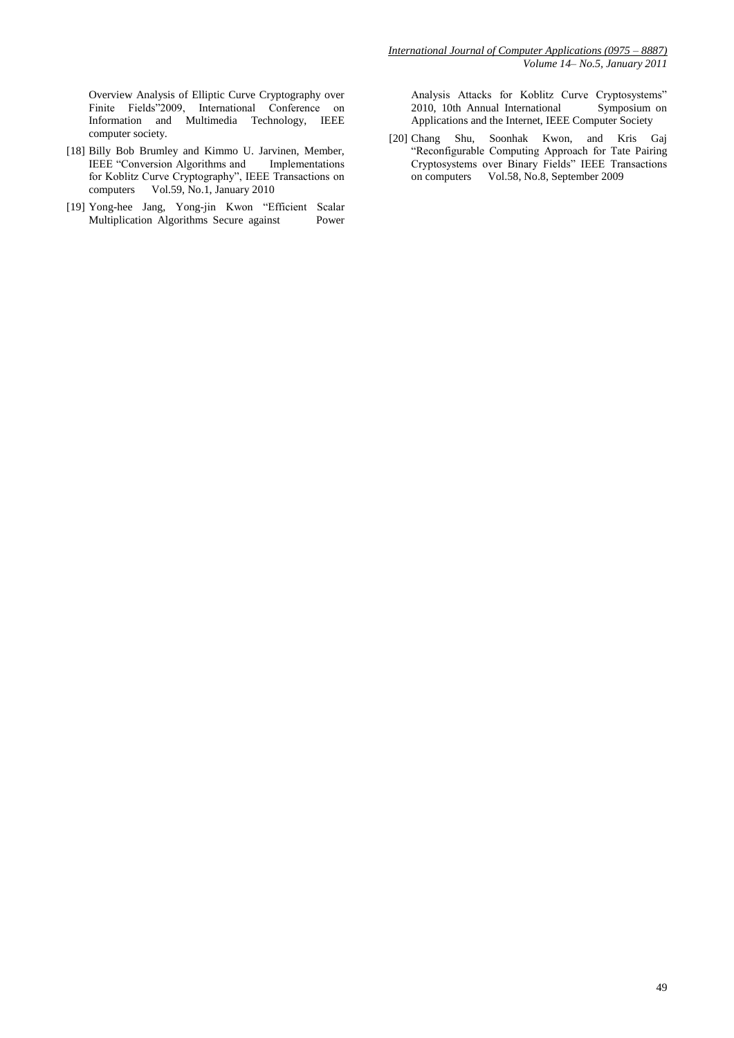Overview Analysis of Elliptic Curve Cryptography over Finite Fields"2009, International Conference on Information and Multimedia Technology, IEEE computer society.

[18] Billy Bob Brumley and Kimmo U. Jarvinen, Member, IEEE "Conversion Algorithms and Implementations for Koblitz Curve Cryptography", IEEE Transactions on computers Vol.59, No.1, January 2010

[19] Yong-hee Jang, Yong-jin Kwon "Efficient Scalar Multiplication Algorithms Secure against Power Analysis Attacks for Koblitz Curve Cryptosystems" 2010, 10th Annual International Symposium on Applications and the Internet, IEEE Computer Society

[20] Chang Shu, Soonhak Kwon, and Kris Gaj "Reconfigurable Computing Approach for Tate Pairing Cryptosystems over Binary Fields" IEEE Transactions on computers Vol.58, No.8, September 2009